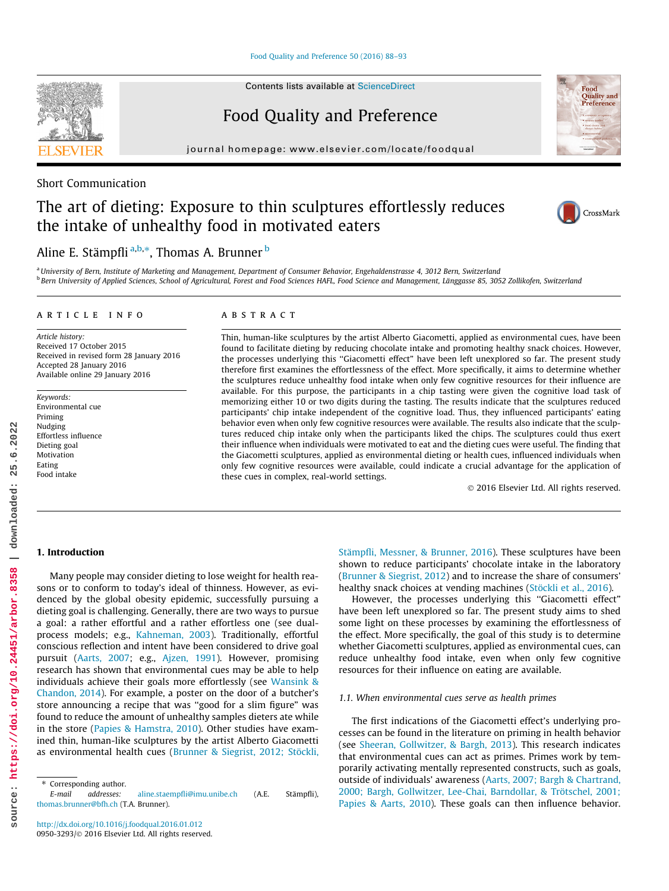Short Communication

# The art of dieting: Exposure to thin sculptures effortlessly reduces the intake of unhealthy food in motivated eaters

Aline E. Stämpfli [a,b,*], Thomas A. Brunner [b]

[a] University of Bern, Institute of Marketing and Management, Department of Consumer Behavior, Engehaldenstrasse 4, 3012 Bern, Switzerland

[b] Bern University of Applied Sciences, School of Agricultural, Forest and Food Sciences HAFL, Food Science and Management, Länggasse 85, 3052 Zollikofen, Switzerland

**ARTICLE INFO**

*Article history:*
Received 17 October 2015
Received in revised form 28 January 2016
Accepted 28 January 2016
Available online 29 January 2016

*Keywords:*
Environmental cue
Priming
Nudging
Effortless influence
Dieting goal
Motivation
Eating
Food intake

**ABSTRACT**

Thin, human-like sculptures by the artist Alberto Giacometti, applied as environmental cues, have been found to facilitate dieting by reducing chocolate intake and promoting healthy snack choices. However, the processes underlying this "Giacometti effect" have been left unexplored so far. The present study therefore first examines the effortlessness of the effect. More specifically, it aims to determine whether the sculptures reduce unhealthy food intake when only few cognitive resources for their influence are available. For this purpose, the participants in a chip tasting were given the cognitive load task of memorizing either 10 or two digits during the tasting. The results indicate that the sculptures reduced participants' chip intake independent of the cognitive load. Thus, they influenced participants' eating behavior even when only few cognitive resources were available. The results also indicate that the sculptures reduced chip intake only when the participants liked the chips. The sculptures could thus exert their influence when individuals were motivated to eat and the dieting cues were useful. The finding that the Giacometti sculptures, applied as environmental dieting or health cues, influenced individuals when only few cognitive resources were available, could indicate a crucial advantage for the application of these cues in complex, real-world settings.

© 2016 Elsevier Ltd. All rights reserved.

## 1. Introduction

Many people may consider dieting to lose weight for health reasons or to conform to today's ideal of thinness. However, as evidenced by the global obesity epidemic, successfully pursuing a dieting goal is challenging. Generally, there are two ways to pursue a goal: a rather effortful and a rather effortless one (see dual-process models; e.g., Kahneman, 2003). Traditionally, effortful conscious reflection and intent have been considered to drive goal pursuit (Aarts, 2007; e.g., Ajzen, 1991). However, promising research has shown that environmental cues may be able to help individuals achieve their goals more effortlessly (see Wansink & Chandon, 2014). For example, a poster on the door of a butcher's store announcing a recipe that was "good for a slim figure" was found to reduce the amount of unhealthy samples dieters ate while in the store (Papies & Hamstra, 2010). Other studies have examined thin, human-like sculptures by the artist Alberto Giacometti as environmental health cues (Brunner & Siegrist, 2012; Stöckli, Stämpfli, Messner, & Brunner, 2016). These sculptures have been shown to reduce participants' chocolate intake in the laboratory (Brunner & Siegrist, 2012) and to increase the share of consumers' healthy snack choices at vending machines (Stöckli et al., 2016).

However, the processes underlying this "Giacometti effect" have been left unexplored so far. The present study aims to shed some light on these processes by examining the effortlessness of the effect. More specifically, the goal of this study is to determine whether Giacometti sculptures, applied as environmental cues, can reduce unhealthy food intake, even when only few cognitive resources for their influence on eating are available.

### 1.1. When environmental cues serve as health primes

The first indications of the Giacometti effect's underlying processes can be found in the literature on priming in health behavior (see Sheeran, Gollwitzer, & Bargh, 2013). This research indicates that environmental cues can act as primes. Primes work by temporarily activating mentally represented constructs, such as goals, outside of individuals' awareness (Aarts, 2007; Bargh & Chartrand, 2000; Bargh, Gollwitzer, Lee-Chai, Barndollar, & Trötschel, 2001; Papies & Aarts, 2010). These goals can then influence behavior.

* Corresponding author.
E-mail addresses: aline.staempfli@imu.unibe.ch (A.E. Stämpfli), thomas.brunner@bfh.ch (T.A. Brunner).

http://dx.doi.org/10.1016/j.foodqual.2016.01.012
0950-3293/© 2016 Elsevier Ltd. All rights reserved.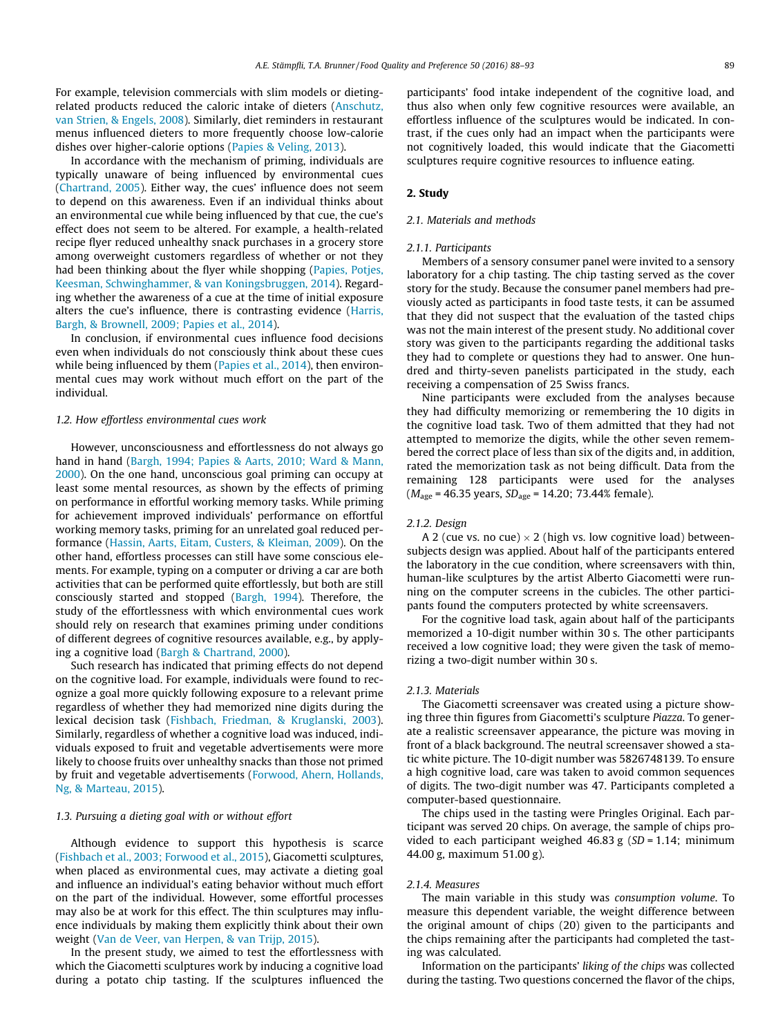For example, television commercials with slim models or dieting-related products reduced the caloric intake of dieters (Anschutz, van Strien, & Engels, 2008). Similarly, diet reminders in restaurant menus influenced dieters to more frequently choose low-calorie dishes over higher-calorie options (Papies & Veling, 2013).

In accordance with the mechanism of priming, individuals are typically unaware of being influenced by environmental cues (Chartrand, 2005). Either way, the cues' influence does not seem to depend on this awareness. Even if an individual thinks about an environmental cue while being influenced by that cue, the cue's effect does not seem to be altered. For example, a health-related recipe flyer reduced unhealthy snack purchases in a grocery store among overweight customers regardless of whether or not they had been thinking about the flyer while shopping (Papies, Potjes, Keesman, Schwinghammer, & van Koningsbruggen, 2014). Regarding whether the awareness of a cue at the time of initial exposure alters the cue's influence, there is contrasting evidence (Harris, Bargh, & Brownell, 2009; Papies et al., 2014).

In conclusion, if environmental cues influence food decisions even when individuals do not consciously think about these cues while being influenced by them (Papies et al., 2014), then environmental cues may work without much effort on the part of the individual.

### 1.2. How effortless environmental cues work

However, unconsciousness and effortlessness do not always go hand in hand (Bargh, 1994; Papies & Aarts, 2010; Ward & Mann, 2000). On the one hand, unconscious goal priming can occupy at least some mental resources, as shown by the effects of priming on performance in effortful working memory tasks. While priming for achievement improved individuals' performance on effortful working memory tasks, priming for an unrelated goal reduced performance (Hassin, Aarts, Eitam, Custers, & Kleiman, 2009). On the other hand, effortless processes can still have some conscious elements. For example, typing on a computer or driving a car are both activities that can be performed quite effortlessly, but both are still consciously started and stopped (Bargh, 1994). Therefore, the study of the effortlessness with which environmental cues work should rely on research that examines priming under conditions of different degrees of cognitive resources available, e.g., by applying a cognitive load (Bargh & Chartrand, 2000).

Such research has indicated that priming effects do not depend on the cognitive load. For example, individuals were found to recognize a goal more quickly following exposure to a relevant prime regardless of whether they had memorized nine digits during the lexical decision task (Fishbach, Friedman, & Kruglanski, 2003). Similarly, regardless of whether a cognitive load was induced, individuals exposed to fruit and vegetable advertisements were more likely to choose fruits over unhealthy snacks than those not primed by fruit and vegetable advertisements (Forwood, Ahern, Hollands, Ng, & Marteau, 2015).

### 1.3. Pursuing a dieting goal with or without effort

Although evidence to support this hypothesis is scarce (Fishbach et al., 2003; Forwood et al., 2015), Giacometti sculptures, when placed as environmental cues, may activate a dieting goal and influence an individual's eating behavior without much effort on the part of the individual. However, some effortful processes may also be at work for this effect. The thin sculptures may influence individuals by making them explicitly think about their own weight (Van de Veer, van Herpen, & van Trijp, 2015).

In the present study, we aimed to test the effortlessness with which the Giacometti sculptures work by inducing a cognitive load during a potato chip tasting. If the sculptures influenced the participants' food intake independent of the cognitive load, and thus also when only few cognitive resources were available, an effortless influence of the sculptures would be indicated. In contrast, if the cues only had an impact when the participants were not cognitively loaded, this would indicate that the Giacometti sculptures require cognitive resources to influence eating.

## 2. Study

### 2.1. Materials and methods

#### 2.1.1. Participants

Members of a sensory consumer panel were invited to a sensory laboratory for a chip tasting. The chip tasting served as the cover story for the study. Because the consumer panel members had previously acted as participants in food taste tests, it can be assumed that they did not suspect that the evaluation of the tasted chips was not the main interest of the present study. No additional cover story was given to the participants regarding the additional tasks they had to complete or questions they had to answer. One hundred and thirty-seven panelists participated in the study, each receiving a compensation of 25 Swiss francs.

Nine participants were excluded from the analyses because they had difficulty memorizing or remembering the 10 digits in the cognitive load task. Two of them admitted that they had not attempted to memorize the digits, while the other seven remembered the correct place of less than six of the digits and, in addition, rated the memorization task as not being difficult. Data from the remaining 128 participants were used for the analyses ($M_{age}$ = 46.35 years, $SD_{age}$ = 14.20; 73.44% female).

#### 2.1.2. Design

A 2 (cue vs. no cue) × 2 (high vs. low cognitive load) between-subjects design was applied. About half of the participants entered the laboratory in the cue condition, where screensavers with thin, human-like sculptures by the artist Alberto Giacometti were running on the computer screens in the cubicles. The other participants found the computers protected by white screensavers.

For the cognitive load task, again about half of the participants memorized a 10-digit number within 30 s. The other participants received a low cognitive load; they were given the task of memorizing a two-digit number within 30 s.

#### 2.1.3. Materials

The Giacometti screensaver was created using a picture showing three thin figures from Giacometti's sculpture *Piazza*. To generate a realistic screensaver appearance, the picture was moving in front of a black background. The neutral screensaver showed a static white picture. The 10-digit number was 5826748139. To ensure a high cognitive load, care was taken to avoid common sequences of digits. The two-digit number was 47. Participants completed a computer-based questionnaire.

The chips used in the tasting were Pringles Original. Each participant was served 20 chips. On average, the sample of chips provided to each participant weighed 46.83 g (*SD* = 1.14; minimum 44.00 g, maximum 51.00 g).

#### 2.1.4. Measures

The main variable in this study was *consumption volume*. To measure this dependent variable, the weight difference between the original amount of chips (20) given to the participants and the chips remaining after the participants had completed the tasting was calculated.

Information on the participants' *liking of the chips* was collected during the tasting. Two questions concerned the flavor of the chips,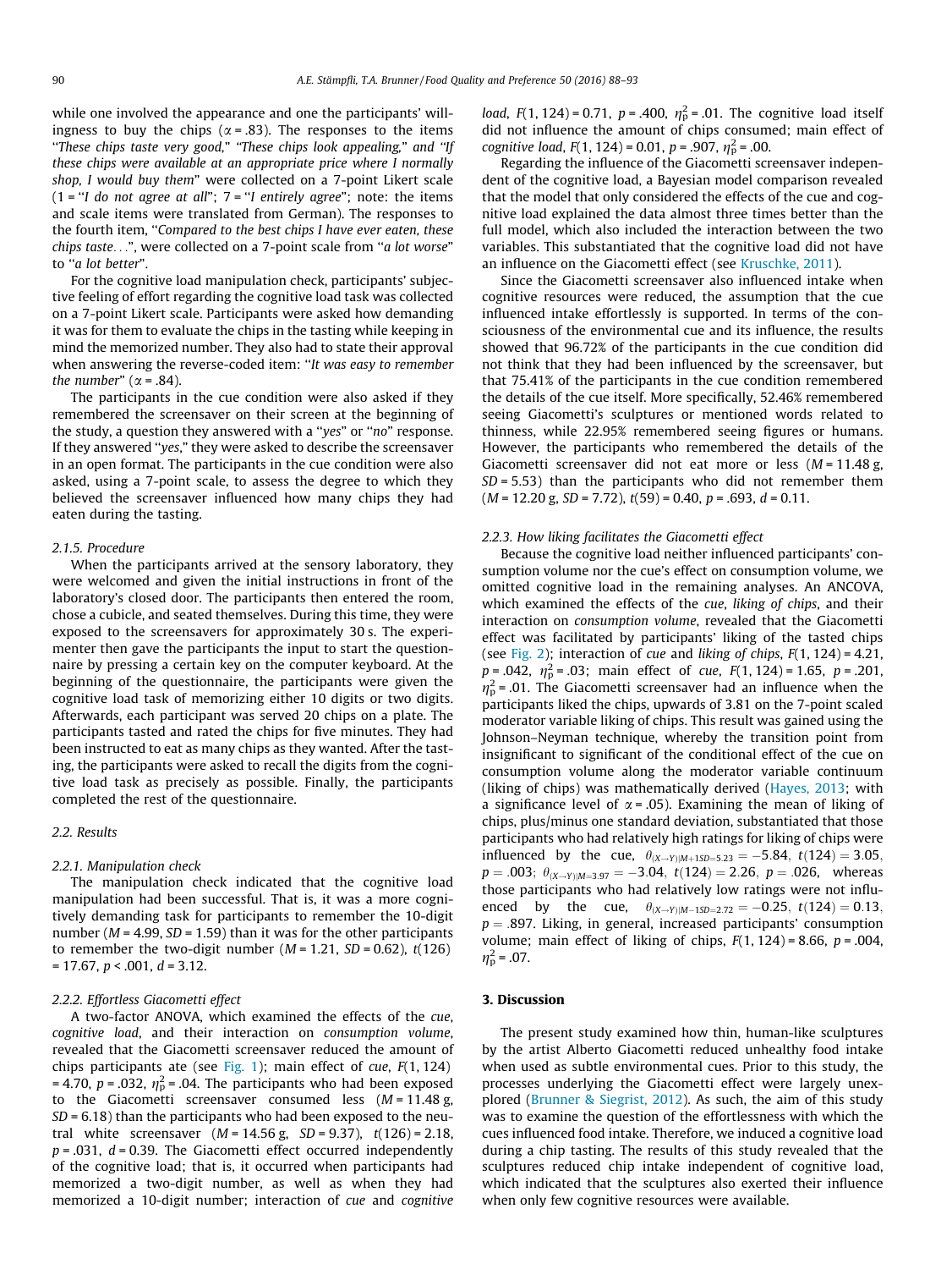while one involved the appearance and one the participants' willingness to buy the chips ($\alpha$ = .83). The responses to the items "*These chips taste very good*," "*These chips look appealing*," and "*If these chips were available at an appropriate price where I normally shop, I would buy them*" were collected on a 7-point Likert scale (1 = "*I do not agree at all*"; 7 = "*I entirely agree*"; note: the items and scale items were translated from German). The responses to the fourth item, "*Compared to the best chips I have ever eaten, these chips taste*...", were collected on a 7-point scale from "*a lot worse*" to "*a lot better*".

For the cognitive load manipulation check, participants' subjective feeling of effort regarding the cognitive load task was collected on a 7-point Likert scale. Participants were asked how demanding it was for them to evaluate the chips in the tasting while keeping in mind the memorized number. They also had to state their approval when answering the reverse-coded item: "*It was easy to remember the number*" ($\alpha$ = .84).

The participants in the cue condition were also asked if they remembered the screensaver on their screen at the beginning of the study, a question they answered with a "*yes*" or "*no*" response. If they answered "*yes*," they were asked to describe the screensaver in an open format. The participants in the cue condition were also asked, using a 7-point scale, to assess the degree to which they believed the screensaver influenced how many chips they had eaten during the tasting.

#### 2.1.5. Procedure

When the participants arrived at the sensory laboratory, they were welcomed and given the initial instructions in front of the laboratory's closed door. The participants then entered the room, chose a cubicle, and seated themselves. During this time, they were exposed to the screensavers for approximately 30 s. The experimenter then gave the participants the input to start the questionnaire by pressing a certain key on the computer keyboard. At the beginning of the questionnaire, the participants were given the cognitive load task of memorizing either 10 digits or two digits. Afterwards, each participant was served 20 chips on a plate. The participants tasted and rated the chips for five minutes. They had been instructed to eat as many chips as they wanted. After the tasting, the participants were asked to recall the digits from the cognitive load task as precisely as possible. Finally, the participants completed the rest of the questionnaire.

### 2.2. Results

#### 2.2.1. Manipulation check

The manipulation check indicated that the cognitive load manipulation had been successful. That is, it was a more cognitively demanding task for participants to remember the 10-digit number ($M$ = 4.99, $SD$ = 1.59) than it was for the other participants to remember the two-digit number ($M$ = 1.21, $SD$ = 0.62), $t(126)$ = 17.67, $p$ < .001, $d$ = 3.12.

#### 2.2.2. Effortless Giacometti effect

A two-factor ANOVA, which examined the effects of the *cue*, *cognitive load*, and their interaction on *consumption volume*, revealed that the Giacometti screensaver reduced the amount of chips participants ate (see Fig. 1); main effect of *cue*, $F(1, 124)$ = 4.70, $p$ = .032, $\eta_p^2$ = .04. The participants who had been exposed to the Giacometti screensaver consumed less ($M$ = 11.48 g, $SD$ = 6.18) than the participants who had been exposed to the neutral white screensaver ($M$ = 14.56 g, $SD$ = 9.37), $t(126)$ = 2.18, $p$ = .031, $d$ = 0.39. The Giacometti effect occurred independently of the cognitive load; that is, it occurred when participants had memorized a two-digit number, as well as when they had memorized a 10-digit number; interaction of *cue* and *cognitive load*, $F(1, 124)$ = 0.71, $p$ = .400, $\eta_p^2$ = .01. The cognitive load itself did not influence the amount of chips consumed; main effect of *cognitive load*, $F(1, 124)$ = 0.01, $p$ = .907, $\eta_p^2$ = .00.

Regarding the influence of the Giacometti screensaver independent of the cognitive load, a Bayesian model comparison revealed that the model that only considered the effects of the cue and cognitive load explained the data almost three times better than the full model, which also included the interaction between the two variables. This substantiated that the cognitive load did not have an influence on the Giacometti effect (see Kruschke, 2011).

Since the Giacometti screensaver also influenced intake when cognitive resources were reduced, the assumption that the cue influenced intake effortlessly is supported. In terms of the consciousness of the environmental cue and its influence, the results showed that 96.72% of the participants in the cue condition did not think that they had been influenced by the screensaver, but that 75.41% of the participants in the cue condition remembered the details of the cue itself. More specifically, 52.46% remembered seeing Giacometti's sculptures or mentioned words related to thinness, while 22.95% remembered seeing figures or humans. However, the participants who remembered the details of the Giacometti screensaver did not eat more or less ($M$ = 11.48 g, $SD$ = 5.53) than the participants who did not remember them ($M$ = 12.20 g, $SD$ = 7.72), $t(59)$ = 0.40, $p$ = .693, $d$ = 0.11.

#### 2.2.3. How liking facilitates the Giacometti effect

Because the cognitive load neither influenced participants' consumption volume nor the cue's effect on consumption volume, we omitted cognitive load in the remaining analyses. An ANCOVA, which examined the effects of the *cue*, *liking of chips*, and their interaction on *consumption volume*, revealed that the Giacometti effect was facilitated by participants' liking of the tasted chips (see Fig. 2); interaction of *cue* and *liking of chips*, $F(1, 124)$ = 4.21, $p$ = .042, $\eta_p^2$ = .03; main effect of *cue*, $F(1, 124)$ = 1.65, $p$ = .201, $\eta_p^2$ = .01. The Giacometti screensaver had an influence when the participants liked the chips, upwards of 3.81 on the 7-point scaled moderator variable liking of chips. This result was gained using the Johnson–Neyman technique, whereby the transition point from insignificant to significant of the conditional effect of the cue on consumption volume along the moderator variable continuum (liking of chips) was mathematically derived (Hayes, 2013; with a significance level of $\alpha$ = .05). Examining the mean of liking of chips, plus/minus one standard deviation, substantiated that those participants who had relatively high ratings for liking of chips were influenced by the cue, $\theta_{(X\to Y)|M+1SD=5.23} = -5.84$, $t(124) = 3.05$, $p = .003$; $\theta_{(X\to Y)|M=3.97} = -3.04$, $t(124) = 2.26$, $p = .026$, whereas those participants who had relatively low ratings were not influenced by the cue, $\theta_{(X\to Y)|M-1SD=2.72} = -0.25$, $t(124) = 0.13$, $p = .897$. Liking, in general, increased participants' consumption volume; main effect of liking of chips, $F(1, 124)$ = 8.66, $p$ = .004, $\eta_p^2$ = .07.

## 3. Discussion

The present study examined how thin, human-like sculptures by the artist Alberto Giacometti reduced unhealthy food intake when used as subtle environmental cues. Prior to this study, the processes underlying the Giacometti effect were largely unexplored (Brunner & Siegrist, 2012). As such, the aim of this study was to examine the question of the effortlessness with which the cues influenced food intake. Therefore, we induced a cognitive load during a chip tasting. The results of this study revealed that the sculptures reduced chip intake independent of cognitive load, which indicated that the sculptures also exerted their influence when only few cognitive resources were available.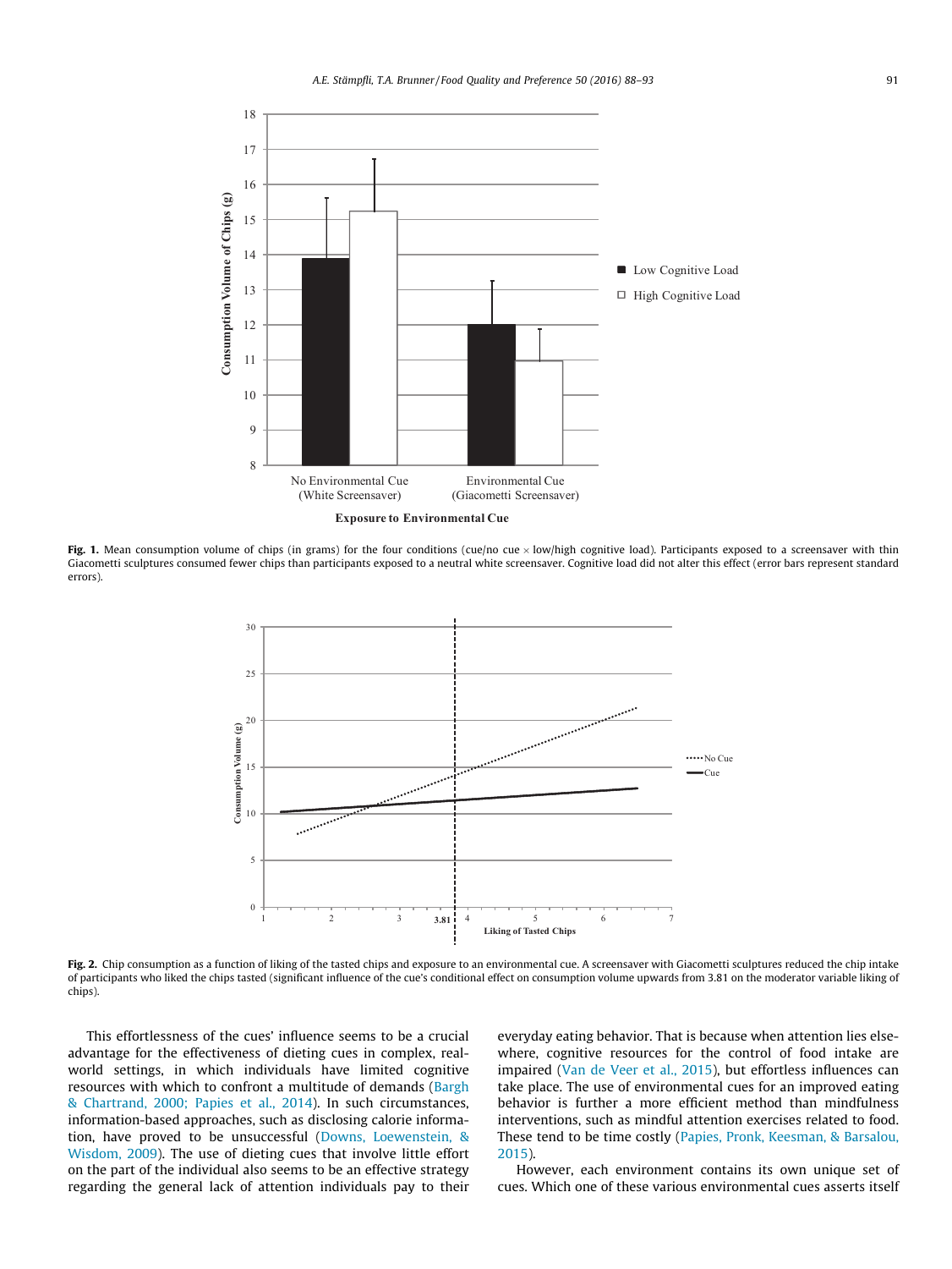**Fig. 1.** Mean consumption volume of chips (in grams) for the four conditions (cue/no cue × low/high cognitive load). Participants exposed to a screensaver with thin Giacometti sculptures consumed fewer chips than participants exposed to a neutral white screensaver. Cognitive load did not alter this effect (error bars represent standard errors).

**Fig. 2.** Chip consumption as a function of liking of the tasted chips and exposure to an environmental cue. A screensaver with Giacometti sculptures reduced the chip intake of participants who liked the chips tasted (significant influence of the cue's conditional effect on consumption volume upwards from 3.81 on the moderator variable liking of chips).

This effortlessness of the cues' influence seems to be a crucial advantage for the effectiveness of dieting cues in complex, real-world settings, in which individuals have limited cognitive resources with which to confront a multitude of demands (Bargh & Chartrand, 2000; Papies et al., 2014). In such circumstances, information-based approaches, such as disclosing calorie information, have proved to be unsuccessful (Downs, Loewenstein, & Wisdom, 2009). The use of dieting cues that involve little effort on the part of the individual also seems to be an effective strategy regarding the general lack of attention individuals pay to their everyday eating behavior. That is because when attention lies elsewhere, cognitive resources for the control of food intake are impaired (Van de Veer et al., 2015), but effortless influences can take place. The use of environmental cues for an improved eating behavior is further a more efficient method than mindfulness interventions, such as mindful attention exercises related to food. These tend to be time costly (Papies, Pronk, Keesman, & Barsalou, 2015).

However, each environment contains its own unique set of cues. Which one of these various environmental cues asserts itself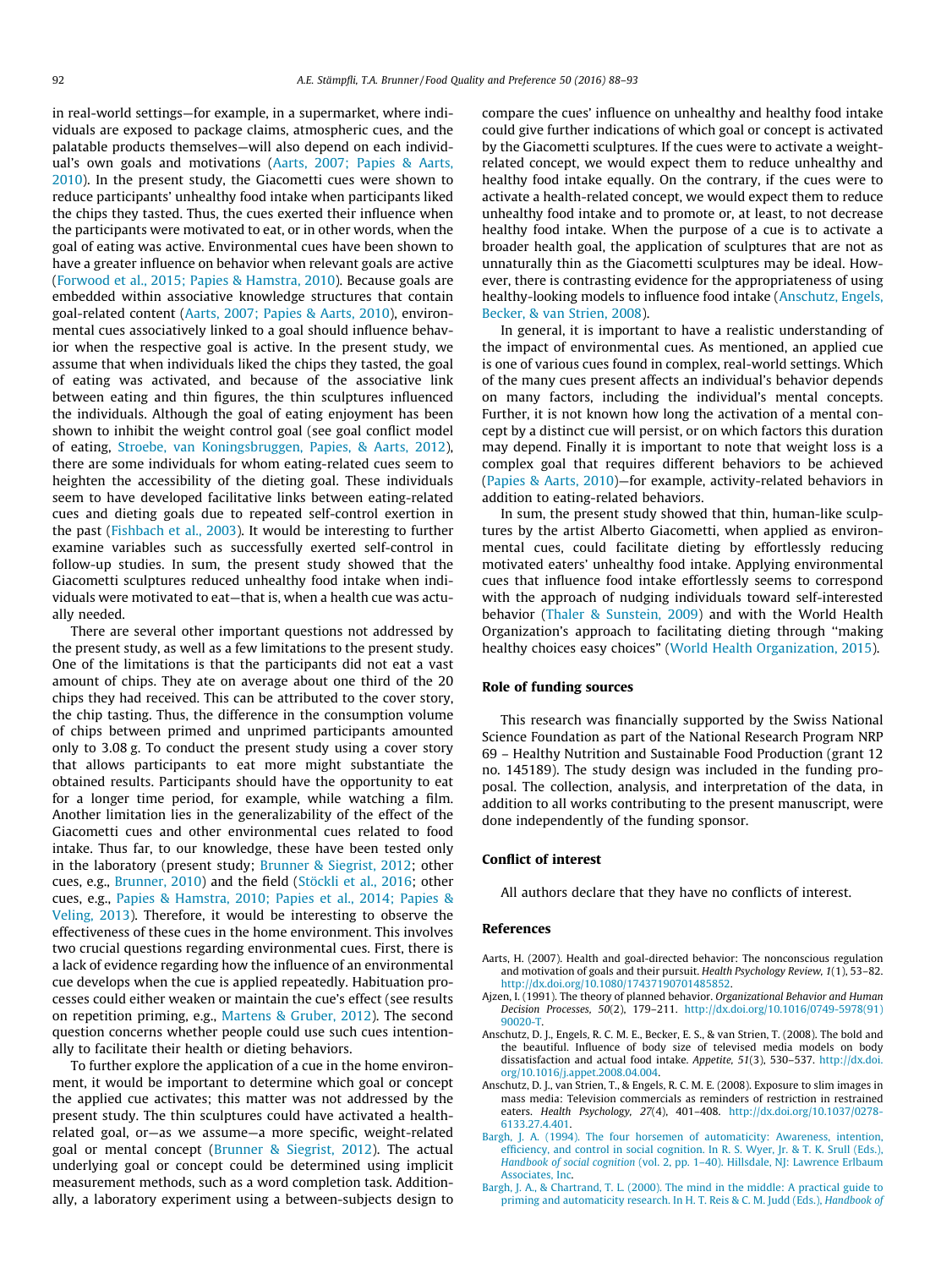in real-world settings—for example, in a supermarket, where individuals are exposed to package claims, atmospheric cues, and the palatable products themselves—will also depend on each individual's own goals and motivations (Aarts, 2007; Papies & Aarts, 2010). In the present study, the Giacometti cues were shown to reduce participants' unhealthy food intake when participants liked the chips they tasted. Thus, the cues exerted their influence when the participants were motivated to eat, or in other words, when the goal of eating was active. Environmental cues have been shown to have a greater influence on behavior when relevant goals are active (Forwood et al., 2015; Papies & Hamstra, 2010). Because goals are embedded within associative knowledge structures that contain goal-related content (Aarts, 2007; Papies & Aarts, 2010), environmental cues associatively linked to a goal should influence behavior when the respective goal is active. In the present study, we assume that when individuals liked the chips they tasted, the goal of eating was activated, and because of the associative link between eating and thin figures, the thin sculptures influenced the individuals. Although the goal of eating enjoyment has been shown to inhibit the weight control goal (see goal conflict model of eating, Stroebe, van Koningsbruggen, Papies, & Aarts, 2012), there are some individuals for whom eating-related cues seem to heighten the accessibility of the dieting goal. These individuals seem to have developed facilitative links between eating-related cues and dieting goals due to repeated self-control exertion in the past (Fishbach et al., 2003). It would be interesting to further examine variables such as successfully exerted self-control in follow-up studies. In sum, the present study showed that the Giacometti sculptures reduced unhealthy food intake when individuals were motivated to eat—that is, when a health cue was actually needed.

There are several other important questions not addressed by the present study, as well as a few limitations to the present study. One of the limitations is that the participants did not eat a vast amount of chips. They ate on average about one third of the 20 chips they had received. This can be attributed to the cover story, the chip tasting. Thus, the difference in the consumption volume of chips between primed and unprimed participants amounted only to 3.08 g. To conduct the present study using a cover story that allows participants to eat more might substantiate the obtained results. Participants should have the opportunity to eat for a longer time period, for example, while watching a film. Another limitation lies in the generalizability of the effect of the Giacometti cues and other environmental cues related to food intake. Thus far, to our knowledge, these have been tested only in the laboratory (present study; Brunner & Siegrist, 2012; other cues, e.g., Brunner, 2010) and the field (Stöckli et al., 2016; other cues, e.g., Papies & Hamstra, 2010; Papies et al., 2014; Papies & Veling, 2013). Therefore, it would be interesting to observe the effectiveness of these cues in the home environment. This involves two crucial questions regarding environmental cues. First, there is a lack of evidence regarding how the influence of an environmental cue develops when the cue is applied repeatedly. Habituation processes could either weaken or maintain the cue's effect (see results on repetition priming, e.g., Martens & Gruber, 2012). The second question concerns whether people could use such cues intentionally to facilitate their health or dieting behaviors.

To further explore the application of a cue in the home environment, it would be important to determine which goal or concept the applied cue activates; this matter was not addressed by the present study. The thin sculptures could have activated a health-related goal, or—as we assume—a more specific, weight-related goal or mental concept (Brunner & Siegrist, 2012). The actual underlying goal or concept could be determined using implicit measurement methods, such as a word completion task. Additionally, a laboratory experiment using a between-subjects design to compare the cues' influence on unhealthy and healthy food intake could give further indications of which goal or concept is activated by the Giacometti sculptures. If the cues were to activate a weight-related concept, we would expect them to reduce unhealthy and healthy food intake equally. On the contrary, if the cues were to activate a health-related concept, we would expect them to reduce unhealthy food intake and to promote or, at least, to not decrease healthy food intake. When the purpose of a cue is to activate a broader health goal, the application of sculptures that are not as unnaturally thin as the Giacometti sculptures may be ideal. However, there is contrasting evidence for the appropriateness of using healthy-looking models to influence food intake (Anschutz, Engels, Becker, & van Strien, 2008).

In general, it is important to have a realistic understanding of the impact of environmental cues. As mentioned, an applied cue is one of various cues found in complex, real-world settings. Which of the many cues present affects an individual's behavior depends on many factors, including the individual's mental concepts. Further, it is not known how long the activation of a mental concept by a distinct cue will persist, or on which factors this duration may depend. Finally it is important to note that weight loss is a complex goal that requires different behaviors to be achieved (Papies & Aarts, 2010)—for example, activity-related behaviors in addition to eating-related behaviors.

In sum, the present study showed that thin, human-like sculptures by the artist Alberto Giacometti, when applied as environmental cues, could facilitate dieting by effortlessly reducing motivated eaters' unhealthy food intake. Applying environmental cues that influence food intake effortlessly seems to correspond with the approach of nudging individuals toward self-interested behavior (Thaler & Sunstein, 2009) and with the World Health Organization's approach to facilitating dieting through "making healthy choices easy choices" (World Health Organization, 2015).

## Role of funding sources

This research was financially supported by the Swiss National Science Foundation as part of the National Research Program NRP 69 – Healthy Nutrition and Sustainable Food Production (grant 12 no. 145189). The study design was included in the funding proposal. The collection, analysis, and interpretation of the data, in addition to all works contributing to the present manuscript, were done independently of the funding sponsor.

## Conflict of interest

All authors declare that they have no conflicts of interest.

## References

Aarts, H. (2007). Health and goal-directed behavior: The nonconscious regulation and motivation of goals and their pursuit. *Health Psychology Review, 1*(1), 53–82. http://dx.doi.org/10.1080/17437190701485852.

Ajzen, I. (1991). The theory of planned behavior. *Organizational Behavior and Human Decision Processes, 50*(2), 179–211. http://dx.doi.org/10.1016/0749-5978(91)90020-T.

Anschutz, D. J., Engels, R. C. M. E., Becker, E. S., & van Strien, T. (2008). The bold and the beautiful. Influence of body size of televised media models on body dissatisfaction and actual food intake. *Appetite, 51*(3), 530–537. http://dx.doi.org/10.1016/j.appet.2008.04.004.

Anschutz, D. J., van Strien, T., & Engels, R. C. M. E. (2008). Exposure to slim images in mass media: Television commercials as reminders of restriction in restrained eaters. *Health Psychology, 27*(4), 401–408. http://dx.doi.org/10.1037/0278-6133.27.4.401.

Bargh, J. A. (1994). The four horsemen of automaticity: Awareness, intention, efficiency, and control in social cognition. In R. S. Wyer, Jr. & T. K. Srull (Eds.), *Handbook of social cognition* (vol. 2, pp. 1–40). Hillsdale, NJ: Lawrence Erlbaum Associates, Inc.

Bargh, J. A., & Chartrand, T. L. (2000). The mind in the middle: A practical guide to priming and automaticity research. In H. T. Reis & C. M. Judd (Eds.), *Handbook of*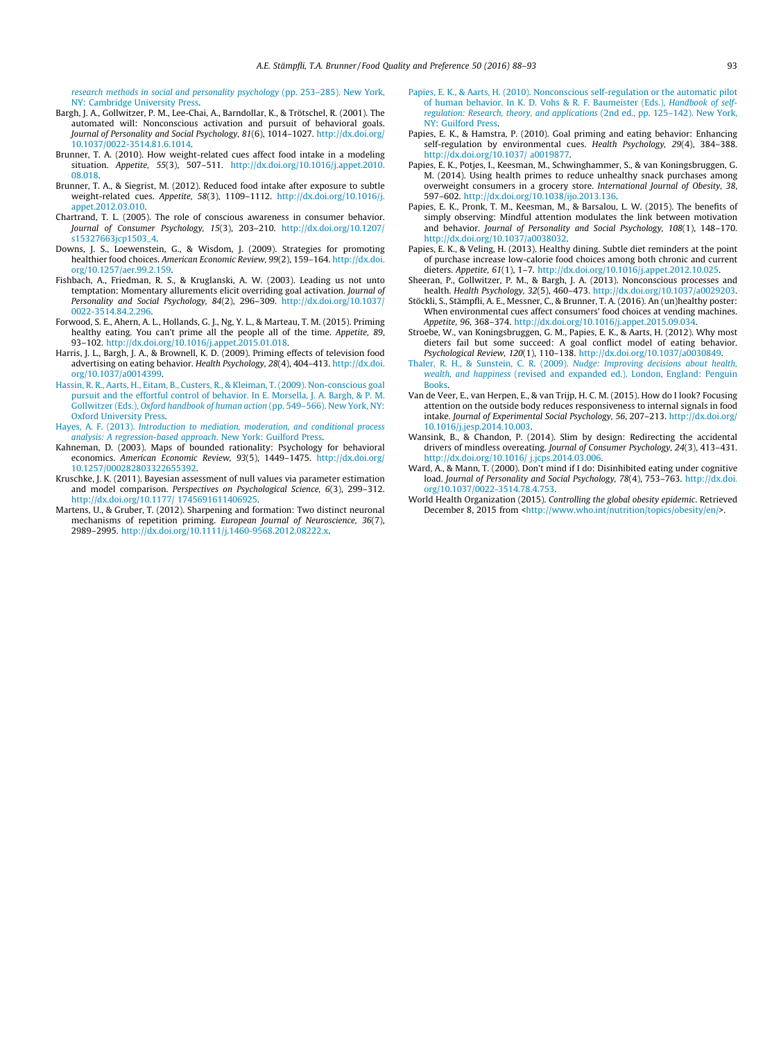*research methods in social and personality psychology* (pp. 253–285). New York, NY: Cambridge University Press.

Bargh, J. A., Gollwitzer, P. M., Lee-Chai, A., Barndollar, K., & Trötschel, R. (2001). The automated will: Nonconscious activation and pursuit of behavioral goals. *Journal of Personality and Social Psychology, 81*(6), 1014–1027. http://dx.doi.org/10.1037/0022-3514.81.6.1014.

Brunner, T. A. (2010). How weight-related cues affect food intake in a modeling situation. *Appetite, 55*(3), 507–511. http://dx.doi.org/10.1016/j.appet.2010.08.018.

Brunner, T. A., & Siegrist, M. (2012). Reduced food intake after exposure to subtle weight-related cues. *Appetite, 58*(3), 1109–1112. http://dx.doi.org/10.1016/j.appet.2012.03.010.

Chartrand, T. L. (2005). The role of conscious awareness in consumer behavior. *Journal of Consumer Psychology, 15*(3), 203–210. http://dx.doi.org/10.1207/s15327663jcp1503_4.

Downs, J. S., Loewenstein, G., & Wisdom, J. (2009). Strategies for promoting healthier food choices. *American Economic Review, 99*(2), 159–164. http://dx.doi.org/10.1257/aer.99.2.159.

Fishbach, A., Friedman, R. S., & Kruglanski, A. W. (2003). Leading us not unto temptation: Momentary allurements elicit overriding goal activation. *Journal of Personality and Social Psychology, 84*(2), 296–309. http://dx.doi.org/10.1037/0022-3514.84.2.296.

Forwood, S. E., Ahern, A. L., Hollands, G. J., Ng, Y. L., & Marteau, T. M. (2015). Priming healthy eating. You can't prime all the people all of the time. *Appetite, 89*, 93–102. http://dx.doi.org/10.1016/j.appet.2015.01.018.

Harris, J. L., Bargh, J. A., & Brownell, K. D. (2009). Priming effects of television food advertising on eating behavior. *Health Psychology, 28*(4), 404–413. http://dx.doi.org/10.1037/a0014399.

Hassin, R. R., Aarts, H., Eitam, B., Custers, R., & Kleiman, T. (2009). Non-conscious goal pursuit and the effortful control of behavior. In E. Morsella, J. A. Bargh, & P. M. Gollwitzer (Eds.), *Oxford handbook of human action* (pp. 549–566). New York, NY: Oxford University Press.

Hayes, A. F. (2013). *Introduction to mediation, moderation, and conditional process analysis: A regression-based approach*. New York: Guilford Press.

Kahneman, D. (2003). Maps of bounded rationality: Psychology for behavioral economics. *American Economic Review, 93*(5), 1449–1475. http://dx.doi.org/10.1257/000282803322655392.

Kruschke, J. K. (2011). Bayesian assessment of null values via parameter estimation and model comparison. *Perspectives on Psychological Science, 6*(3), 299–312. http://dx.doi.org/10.1177/ 1745691611406925.

Martens, U., & Gruber, T. (2012). Sharpening and formation: Two distinct neuronal mechanisms of repetition priming. *European Journal of Neuroscience, 36*(7), 2989–2995. http://dx.doi.org/10.1111/j.1460-9568.2012.08222.x.

Papies, E. K., & Aarts, H. (2010). Nonconscious self-regulation or the automatic pilot of human behavior. In K. D. Vohs & R. F. Baumeister (Eds.), *Handbook of self-regulation: Research, theory, and applications* (2nd ed., pp. 125–142). New York, NY: Guilford Press.

Papies, E. K., & Hamstra, P. (2010). Goal priming and eating behavior: Enhancing self-regulation by environmental cues. *Health Psychology, 29*(4), 384–388. http://dx.doi.org/10.1037/ a0019877.

Papies, E. K., Potjes, I., Keesman, M., Schwinghammer, S., & van Koningsbruggen, G. M. (2014). Using health primes to reduce unhealthy snack purchases among overweight consumers in a grocery store. *International Journal of Obesity, 38*, 597–602. http://dx.doi.org/10.1038/ijo.2013.136.

Papies, E. K., Pronk, T. M., Keesman, M., & Barsalou, L. W. (2015). The benefits of simply observing: Mindful attention modulates the link between motivation and behavior. *Journal of Personality and Social Psychology, 108*(1), 148–170. http://dx.doi.org/10.1037/a0038032.

Papies, E. K., & Veling, H. (2013). Healthy dining. Subtle diet reminders at the point of purchase increase low-calorie food choices among both chronic and current dieters. *Appetite, 61*(1), 1–7. http://dx.doi.org/10.1016/j.appet.2012.10.025.

Sheeran, P., Gollwitzer, P. M., & Bargh, J. A. (2013). Nonconscious processes and health. *Health Psychology, 32*(5), 460–473. http://dx.doi.org/10.1037/a0029203.

Stöckli, S., Stämpfli, A. E., Messner, C., & Brunner, T. A. (2016). An (un)healthy poster: When environmental cues affect consumers' food choices at vending machines. *Appetite, 96*, 368–374. http://dx.doi.org/10.1016/j.appet.2015.09.034.

Stroebe, W., van Koningsbruggen, G. M., Papies, E. K., & Aarts, H. (2012). Why most dieters fail but some succeed: A goal conflict model of eating behavior. *Psychological Review, 120*(1), 110–138. http://dx.doi.org/10.1037/a0030849.

Thaler, R. H., & Sunstein, C. R. (2009). *Nudge: Improving decisions about health, wealth, and happiness* (revised and expanded ed.). London, England: Penguin Books.

Van de Veer, E., van Herpen, E., & van Trijp, H. C. M. (2015). How do I look? Focusing attention on the outside body reduces responsiveness to internal signals in food intake. *Journal of Experimental Social Psychology, 56*, 207–213. http://dx.doi.org/10.1016/j.jesp.2014.10.003.

Wansink, B., & Chandon, P. (2014). Slim by design: Redirecting the accidental drivers of mindless overeating. *Journal of Consumer Psychology, 24*(3), 413–431. http://dx.doi.org/10.1016/ j.jcps.2014.03.006.

Ward, A., & Mann, T. (2000). Don't mind if I do: Disinhibited eating under cognitive load. *Journal of Personality and Social Psychology, 78*(4), 753–763. http://dx.doi.org/10.1037/0022-3514.78.4.753.

World Health Organization (2015). *Controlling the global obesity epidemic*. Retrieved December 8, 2015 from <http://www.who.int/nutrition/topics/obesity/en/>.